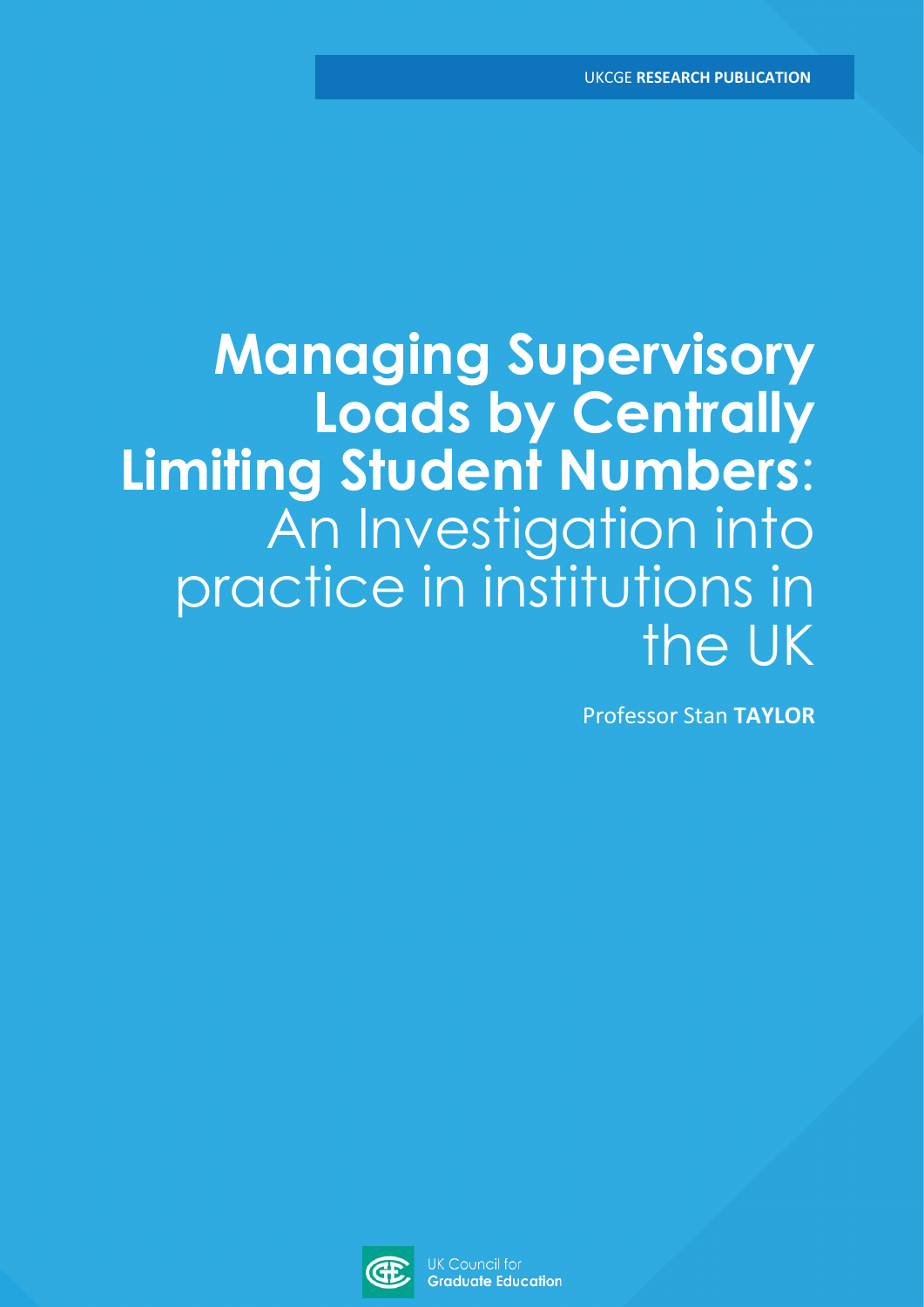UKCGE **RESEARCH PUBLICATION**

# Managing Supervisory Loads by Centrally Limiting Student Numbers: An Investigation into practice in institutions in the UK

Professor Stan **TAYLOR**

UK Council for **Graduate Education**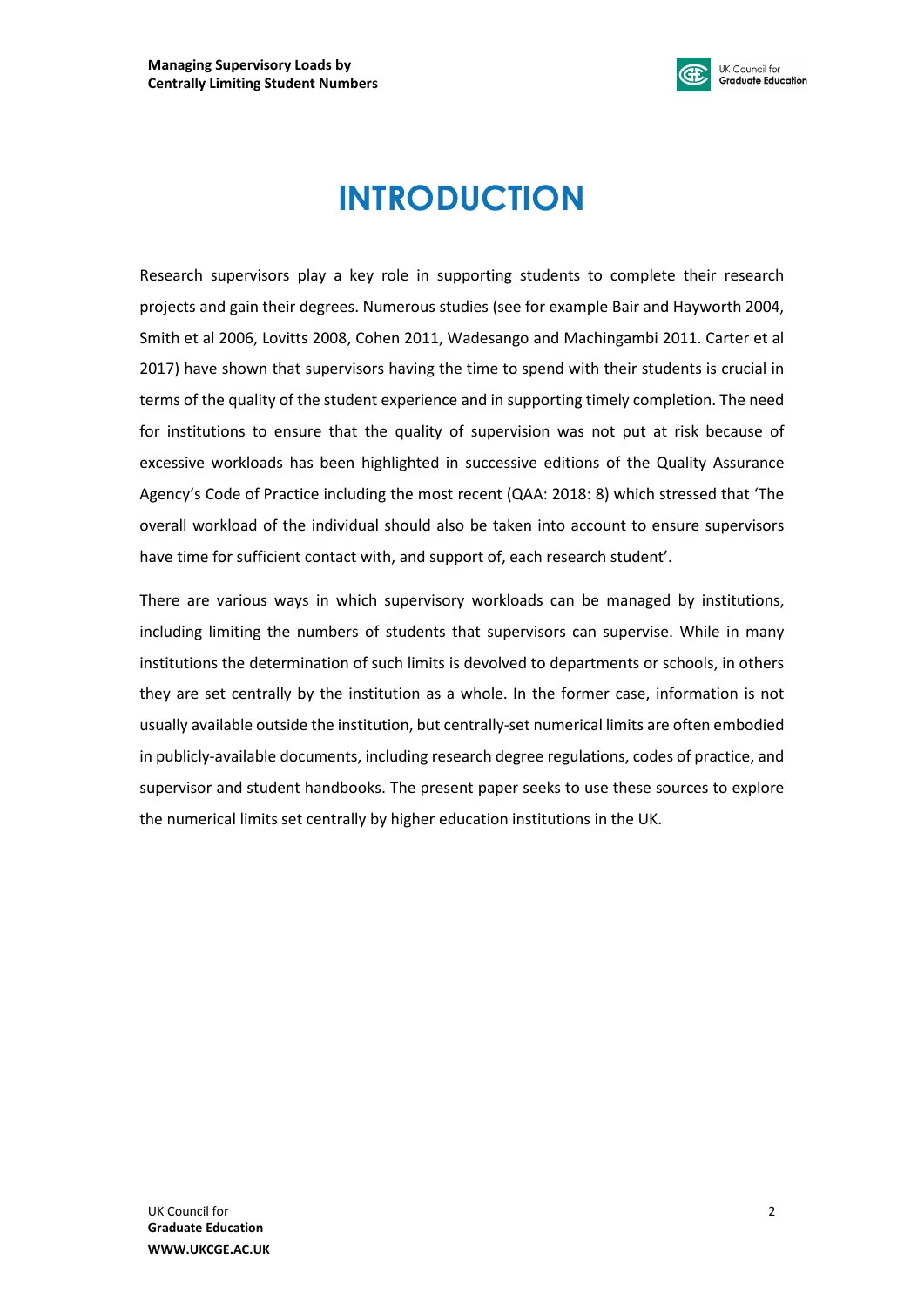# INTRODUCTION

Research supervisors play a key role in supporting students to complete their research projects and gain their degrees. Numerous studies (see for example Bair and Hayworth 2004, Smith et al 2006, Lovitts 2008, Cohen 2011, Wadesango and Machingambi 2011. Carter et al 2017) have shown that supervisors having the time to spend with their students is crucial in terms of the quality of the student experience and in supporting timely completion. The need for institutions to ensure that the quality of supervision was not put at risk because of excessive workloads has been highlighted in successive editions of the Quality Assurance Agency's Code of Practice including the most recent (QAA: 2018: 8) which stressed that 'The overall workload of the individual should also be taken into account to ensure supervisors have time for sufficient contact with, and support of, each research student'.

There are various ways in which supervisory workloads can be managed by institutions, including limiting the numbers of students that supervisors can supervise. While in many institutions the determination of such limits is devolved to departments or schools, in others they are set centrally by the institution as a whole. In the former case, information is not usually available outside the institution, but centrally-set numerical limits are often embodied in publicly-available documents, including research degree regulations, codes of practice, and supervisor and student handbooks. The present paper seeks to use these sources to explore the numerical limits set centrally by higher education institutions in the UK.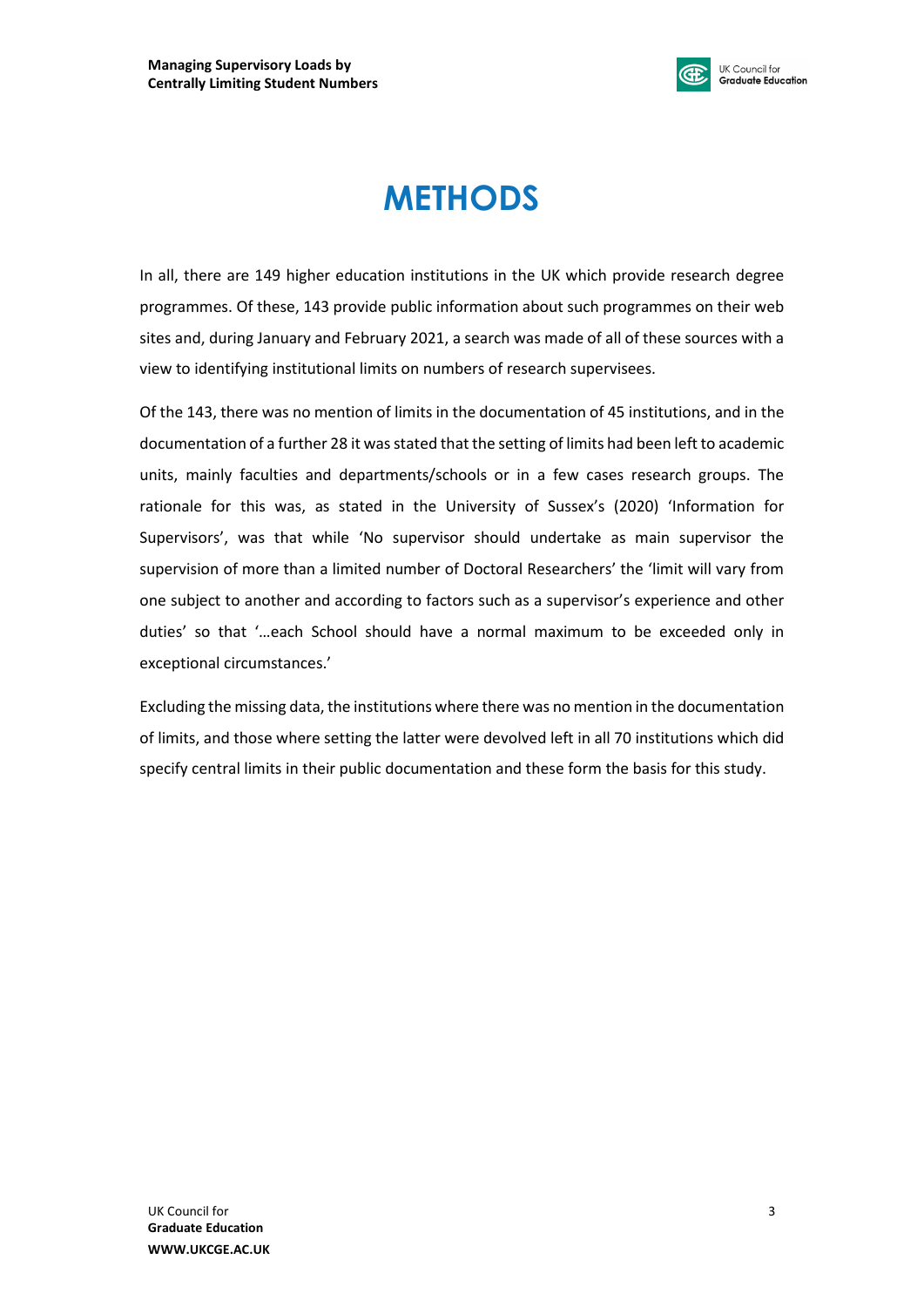# METHODS

In all, there are 149 higher education institutions in the UK which provide research degree programmes. Of these, 143 provide public information about such programmes on their web sites and, during January and February 2021, a search was made of all of these sources with a view to identifying institutional limits on numbers of research supervisees.

Of the 143, there was no mention of limits in the documentation of 45 institutions, and in the documentation of a further 28 it was stated that the setting of limits had been left to academic units, mainly faculties and departments/schools or in a few cases research groups. The rationale for this was, as stated in the University of Sussex's (2020) 'Information for Supervisors', was that while 'No supervisor should undertake as main supervisor the supervision of more than a limited number of Doctoral Researchers' the 'limit will vary from one subject to another and according to factors such as a supervisor's experience and other duties' so that '…each School should have a normal maximum to be exceeded only in exceptional circumstances.'

Excluding the missing data, the institutions where there was no mention in the documentation of limits, and those where setting the latter were devolved left in all 70 institutions which did specify central limits in their public documentation and these form the basis for this study.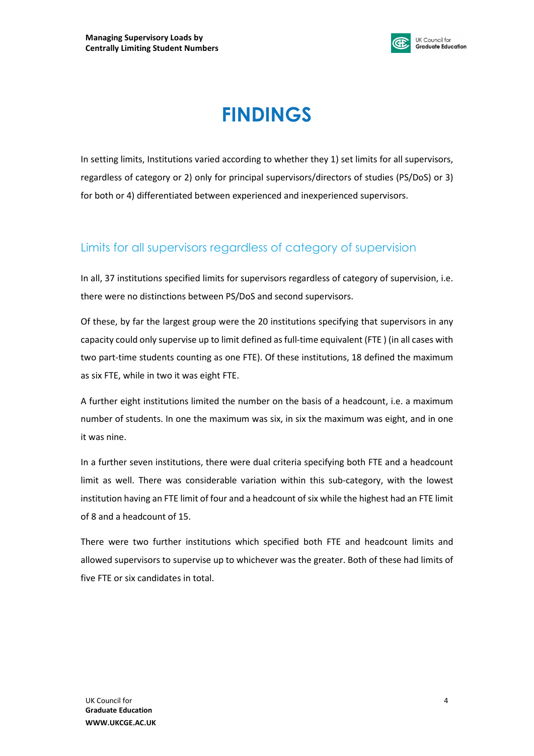# FINDINGS

In setting limits, Institutions varied according to whether they 1) set limits for all supervisors, regardless of category or 2) only for principal supervisors/directors of studies (PS/DoS) or 3) for both or 4) differentiated between experienced and inexperienced supervisors.

## Limits for all supervisors regardless of category of supervision

In all, 37 institutions specified limits for supervisors regardless of category of supervision, i.e. there were no distinctions between PS/DoS and second supervisors.

Of these, by far the largest group were the 20 institutions specifying that supervisors in any capacity could only supervise up to limit defined as full-time equivalent (FTE ) (in all cases with two part-time students counting as one FTE). Of these institutions, 18 defined the maximum as six FTE, while in two it was eight FTE.

A further eight institutions limited the number on the basis of a headcount, i.e. a maximum number of students. In one the maximum was six, in six the maximum was eight, and in one it was nine.

In a further seven institutions, there were dual criteria specifying both FTE and a headcount limit as well. There was considerable variation within this sub-category, with the lowest institution having an FTE limit of four and a headcount of six while the highest had an FTE limit of 8 and a headcount of 15.

There were two further institutions which specified both FTE and headcount limits and allowed supervisors to supervise up to whichever was the greater. Both of these had limits of five FTE or six candidates in total.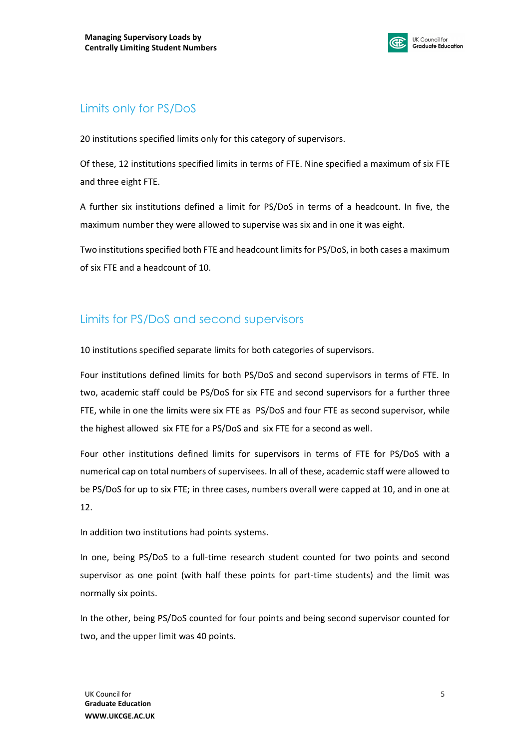## Limits only for PS/DoS

20 institutions specified limits only for this category of supervisors.

Of these, 12 institutions specified limits in terms of FTE. Nine specified a maximum of six FTE and three eight FTE.

A further six institutions defined a limit for PS/DoS in terms of a headcount. In five, the maximum number they were allowed to supervise was six and in one it was eight.

Two institutions specified both FTE and headcount limits for PS/DoS, in both cases a maximum of six FTE and a headcount of 10.

## Limits for PS/DoS and second supervisors

10 institutions specified separate limits for both categories of supervisors.

Four institutions defined limits for both PS/DoS and second supervisors in terms of FTE. In two, academic staff could be PS/DoS for six FTE and second supervisors for a further three FTE, while in one the limits were six FTE as PS/DoS and four FTE as second supervisor, while the highest allowed six FTE for a PS/DoS and six FTE for a second as well.

Four other institutions defined limits for supervisors in terms of FTE for PS/DoS with a numerical cap on total numbers of supervisees. In all of these, academic staff were allowed to be PS/DoS for up to six FTE; in three cases, numbers overall were capped at 10, and in one at 12.

In addition two institutions had points systems.

In one, being PS/DoS to a full-time research student counted for two points and second supervisor as one point (with half these points for part-time students) and the limit was normally six points.

In the other, being PS/DoS counted for four points and being second supervisor counted for two, and the upper limit was 40 points.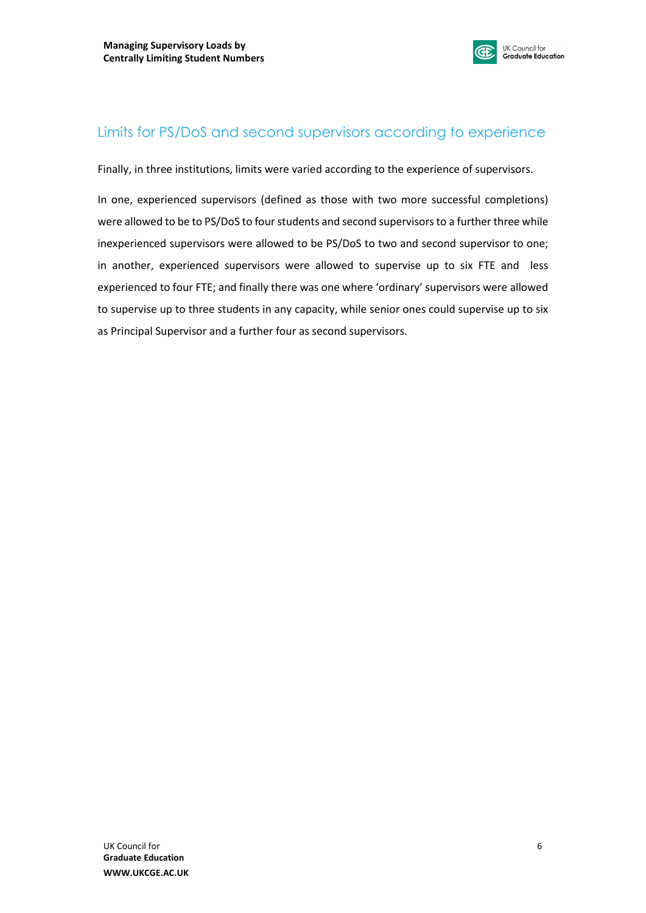## Limits for PS/DoS and second supervisors according to experience

Finally, in three institutions, limits were varied according to the experience of supervisors.

In one, experienced supervisors (defined as those with two more successful completions) were allowed to be to PS/DoS to four students and second supervisors to a further three while inexperienced supervisors were allowed to be PS/DoS to two and second supervisor to one; in another, experienced supervisors were allowed to supervise up to six FTE and less experienced to four FTE; and finally there was one where 'ordinary' supervisors were allowed to supervise up to three students in any capacity, while senior ones could supervise up to six as Principal Supervisor and a further four as second supervisors.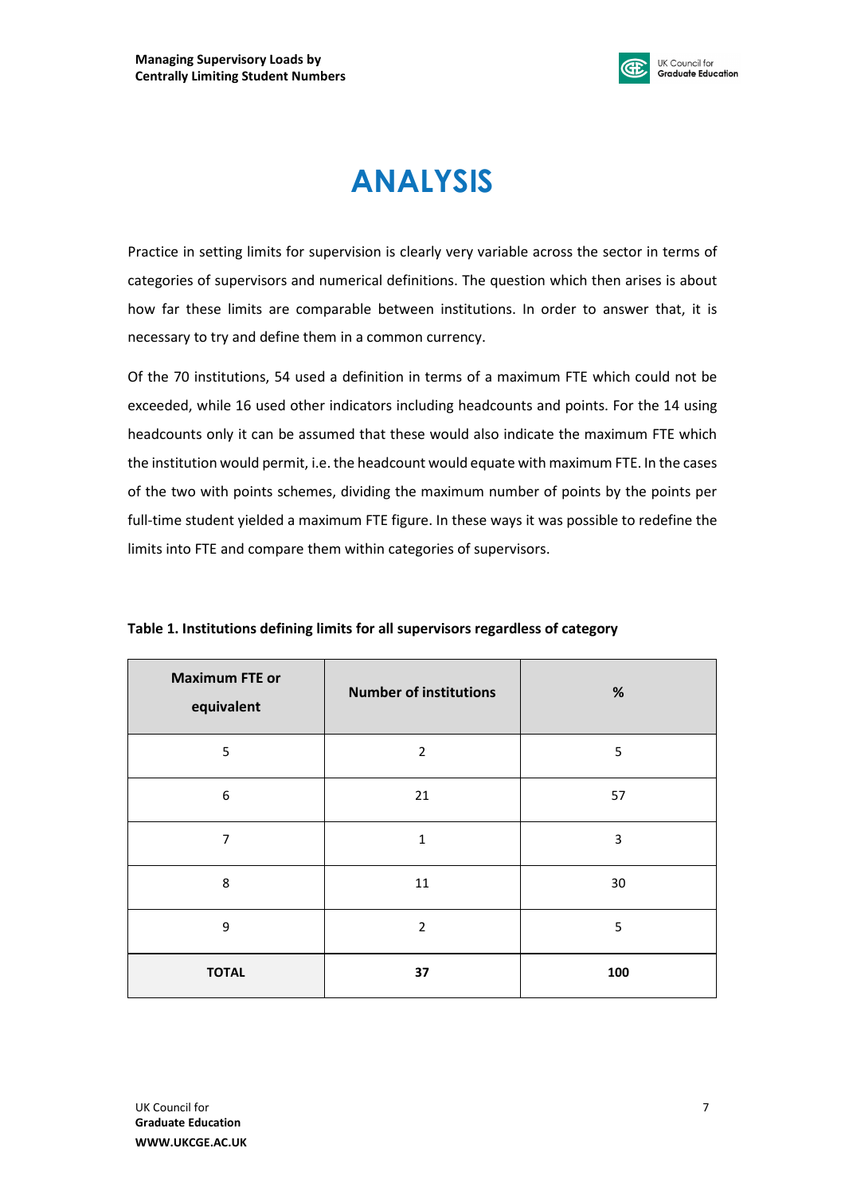# ANALYSIS

Practice in setting limits for supervision is clearly very variable across the sector in terms of categories of supervisors and numerical definitions. The question which then arises is about how far these limits are comparable between institutions. In order to answer that, it is necessary to try and define them in a common currency.

Of the 70 institutions, 54 used a definition in terms of a maximum FTE which could not be exceeded, while 16 used other indicators including headcounts and points. For the 14 using headcounts only it can be assumed that these would also indicate the maximum FTE which the institution would permit, i.e. the headcount would equate with maximum FTE. In the cases of the two with points schemes, dividing the maximum number of points by the points per full-time student yielded a maximum FTE figure. In these ways it was possible to redefine the limits into FTE and compare them within categories of supervisors.

**Table 1. Institutions defining limits for all supervisors regardless of category**

| Maximum FTE or equivalent | Number of institutions | % |
|---|---|---|
| 5 | 2 | 5 |
| 6 | 21 | 57 |
| 7 | 1 | 3 |
| 8 | 11 | 30 |
| 9 | 2 | 5 |
| **TOTAL** | **37** | **100** |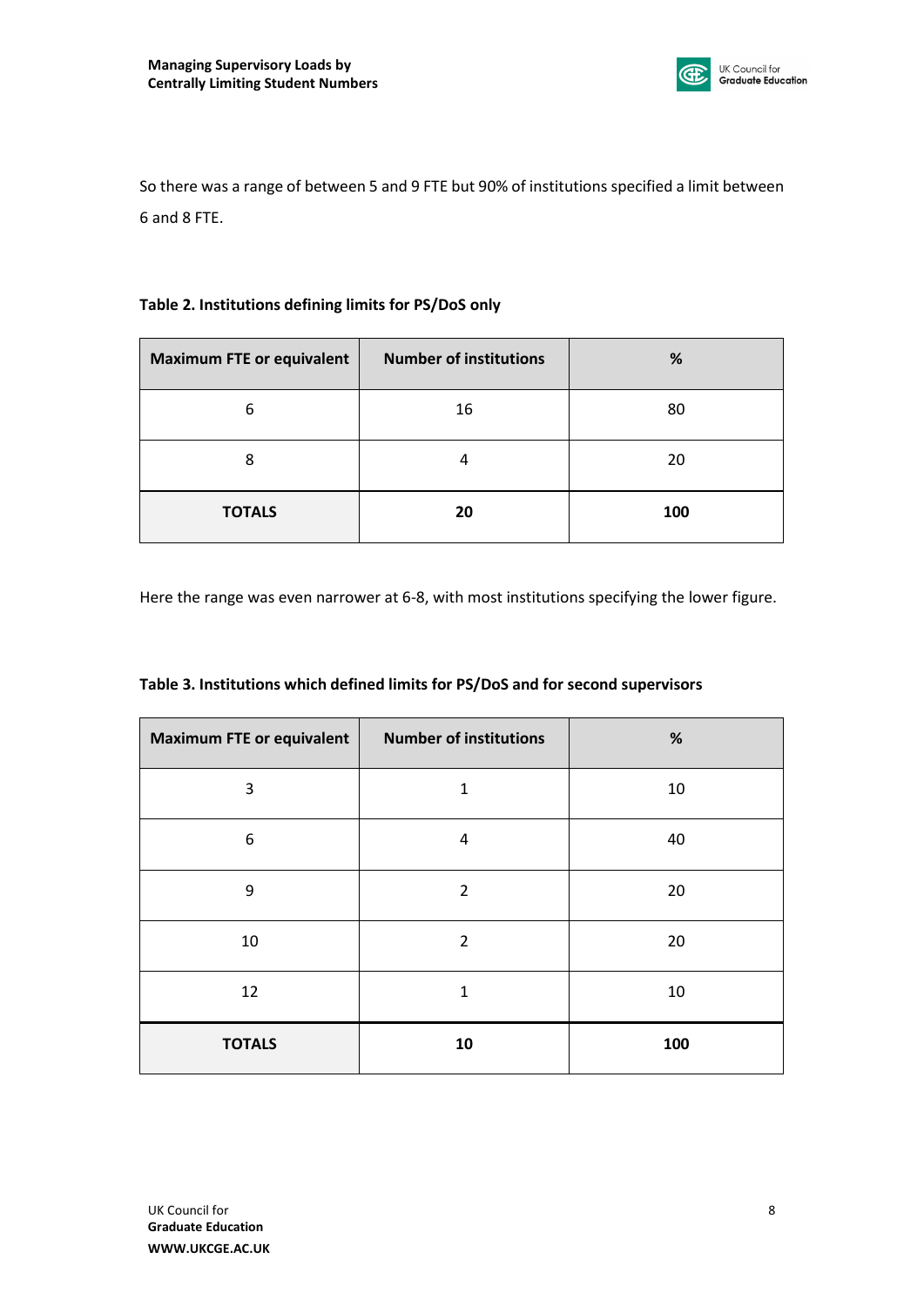So there was a range of between 5 and 9 FTE but 90% of institutions specified a limit between 6 and 8 FTE.

**Table 2. Institutions defining limits for PS/DoS only**

| Maximum FTE or equivalent | Number of institutions | % |
|---|---|---|
| 6 | 16 | 80 |
| 8 | 4 | 20 |
| **TOTALS** | **20** | **100** |

Here the range was even narrower at 6-8, with most institutions specifying the lower figure.

**Table 3. Institutions which defined limits for PS/DoS and for second supervisors**

| Maximum FTE or equivalent | Number of institutions | % |
|---|---|---|
| 3 | 1 | 10 |
| 6 | 4 | 40 |
| 9 | 2 | 20 |
| 10 | 2 | 20 |
| 12 | 1 | 10 |
| **TOTALS** | **10** | **100** |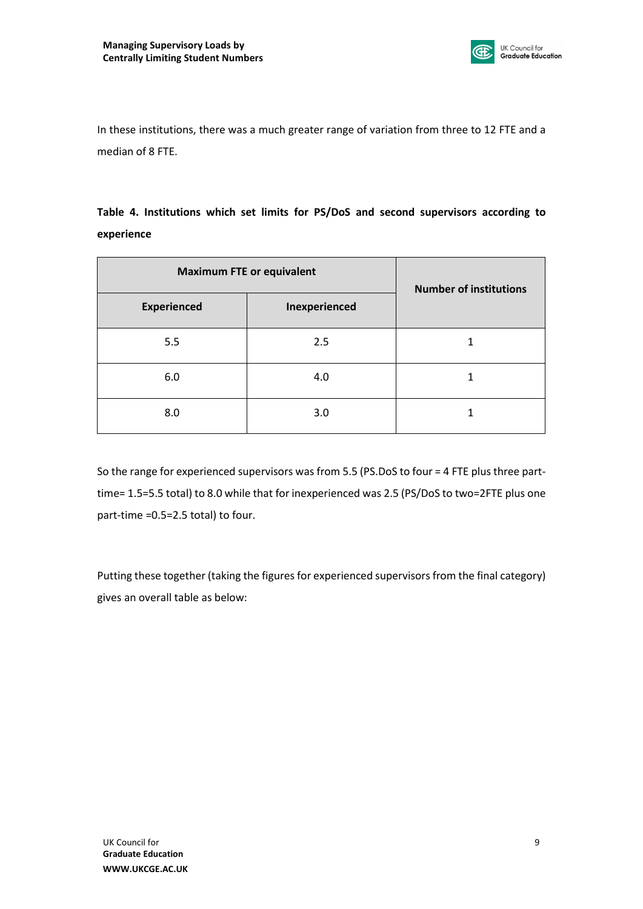In these institutions, there was a much greater range of variation from three to 12 FTE and a median of 8 FTE.

**Table 4. Institutions which set limits for PS/DoS and second supervisors according to experience**

| Maximum FTE or equivalent | | Number of institutions |
|---|---|---|
| **Experienced** | **Inexperienced** | |
| 5.5 | 2.5 | 1 |
| 6.0 | 4.0 | 1 |
| 8.0 | 3.0 | 1 |

So the range for experienced supervisors was from 5.5 (PS.DoS to four = 4 FTE plus three part-time= 1.5=5.5 total) to 8.0 while that for inexperienced was 2.5 (PS/DoS to two=2FTE plus one part-time =0.5=2.5 total) to four.

Putting these together (taking the figures for experienced supervisors from the final category) gives an overall table as below: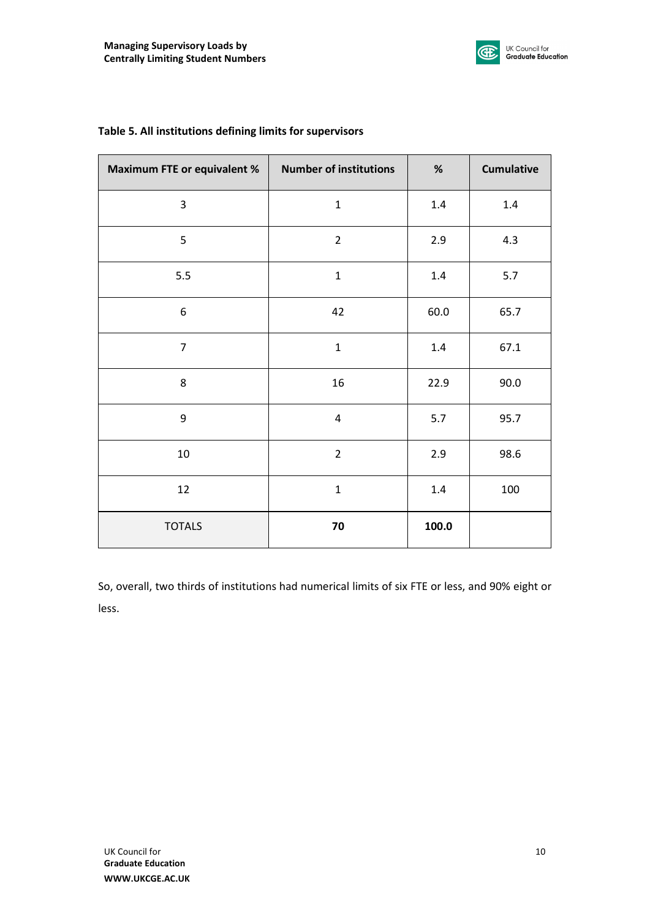**Table 5. All institutions defining limits for supervisors**

| Maximum FTE or equivalent % | Number of institutions | % | Cumulative |
|---|---|---|---|
| 3 | 1 | 1.4 | 1.4 |
| 5 | 2 | 2.9 | 4.3 |
| 5.5 | 1 | 1.4 | 5.7 |
| 6 | 42 | 60.0 | 65.7 |
| 7 | 1 | 1.4 | 67.1 |
| 8 | 16 | 22.9 | 90.0 |
| 9 | 4 | 5.7 | 95.7 |
| 10 | 2 | 2.9 | 98.6 |
| 12 | 1 | 1.4 | 100 |
| TOTALS | **70** | **100.0** | |

So, overall, two thirds of institutions had numerical limits of six FTE or less, and 90% eight or less.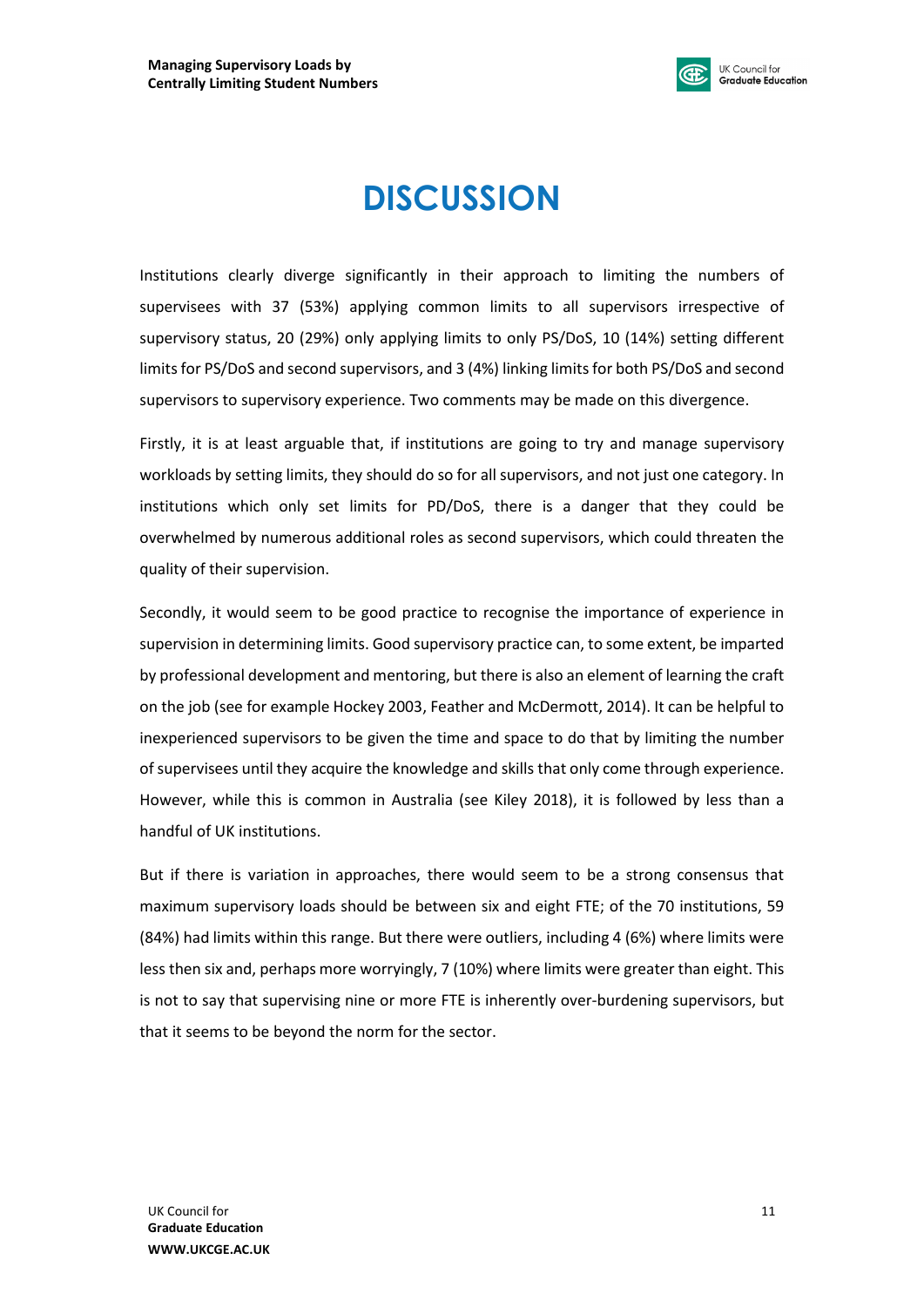# DISCUSSION

Institutions clearly diverge significantly in their approach to limiting the numbers of supervisees with 37 (53%) applying common limits to all supervisors irrespective of supervisory status, 20 (29%) only applying limits to only PS/DoS, 10 (14%) setting different limits for PS/DoS and second supervisors, and 3 (4%) linking limits for both PS/DoS and second supervisors to supervisory experience. Two comments may be made on this divergence.

Firstly, it is at least arguable that, if institutions are going to try and manage supervisory workloads by setting limits, they should do so for all supervisors, and not just one category. In institutions which only set limits for PD/DoS, there is a danger that they could be overwhelmed by numerous additional roles as second supervisors, which could threaten the quality of their supervision.

Secondly, it would seem to be good practice to recognise the importance of experience in supervision in determining limits. Good supervisory practice can, to some extent, be imparted by professional development and mentoring, but there is also an element of learning the craft on the job (see for example Hockey 2003, Feather and McDermott, 2014). It can be helpful to inexperienced supervisors to be given the time and space to do that by limiting the number of supervisees until they acquire the knowledge and skills that only come through experience. However, while this is common in Australia (see Kiley 2018), it is followed by less than a handful of UK institutions.

But if there is variation in approaches, there would seem to be a strong consensus that maximum supervisory loads should be between six and eight FTE; of the 70 institutions, 59 (84%) had limits within this range. But there were outliers, including 4 (6%) where limits were less then six and, perhaps more worryingly, 7 (10%) where limits were greater than eight. This is not to say that supervising nine or more FTE is inherently over-burdening supervisors, but that it seems to be beyond the norm for the sector.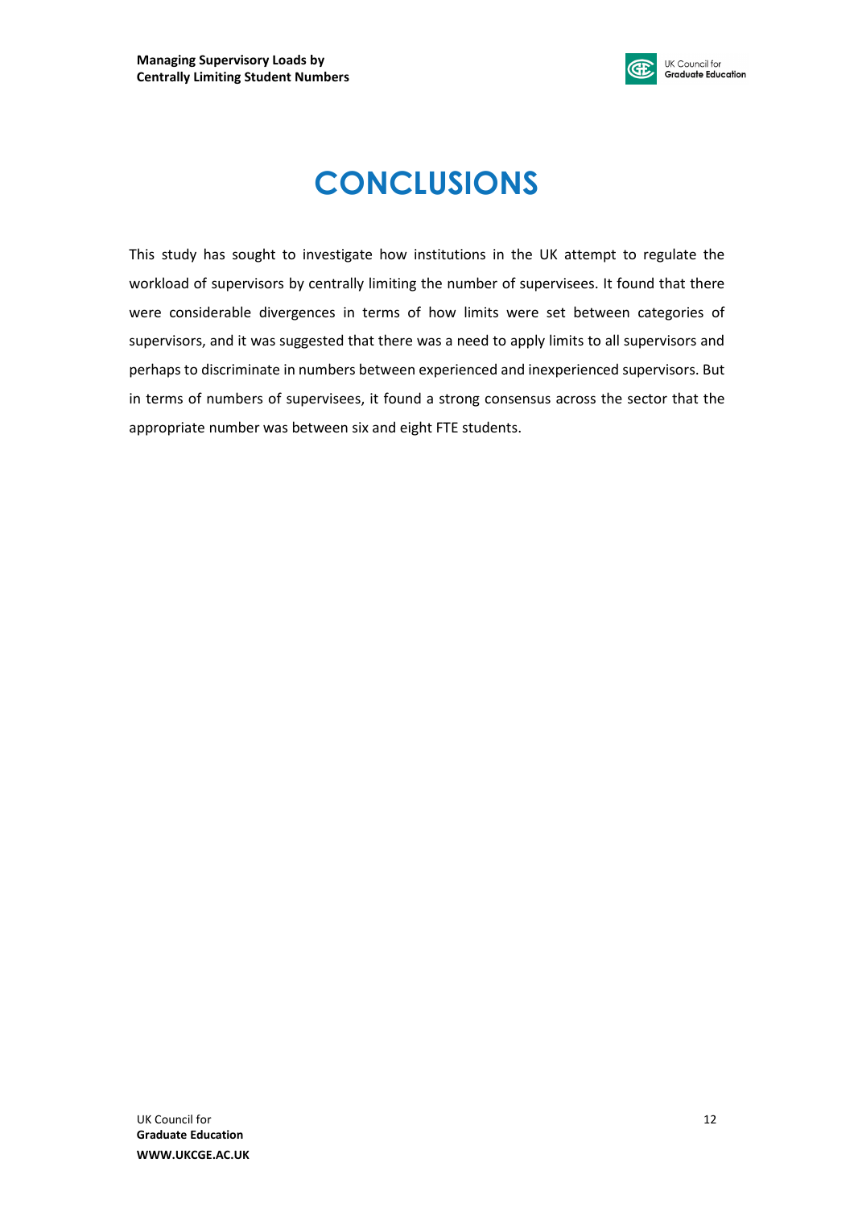# CONCLUSIONS

This study has sought to investigate how institutions in the UK attempt to regulate the workload of supervisors by centrally limiting the number of supervisees. It found that there were considerable divergences in terms of how limits were set between categories of supervisors, and it was suggested that there was a need to apply limits to all supervisors and perhaps to discriminate in numbers between experienced and inexperienced supervisors. But in terms of numbers of supervisees, it found a strong consensus across the sector that the appropriate number was between six and eight FTE students.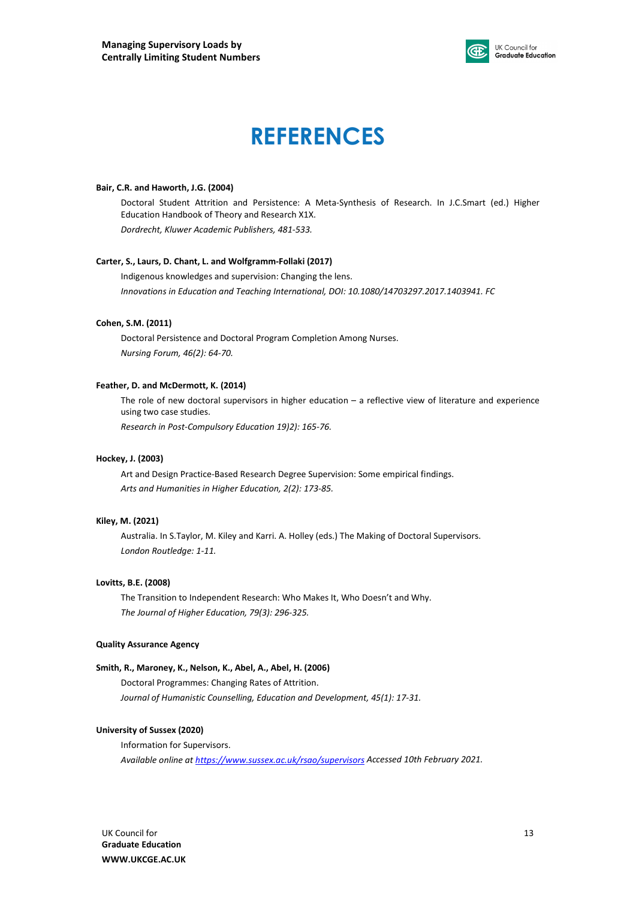# REFERENCES

**Bair, C.R. and Haworth, J.G. (2004)**

Doctoral Student Attrition and Persistence: A Meta-Synthesis of Research. In J.C.Smart (ed.) Higher Education Handbook of Theory and Research X1X.

*Dordrecht, Kluwer Academic Publishers, 481-533.*

**Carter, S., Laurs, D. Chant, L. and Wolfgramm-Follaki (2017)**

Indigenous knowledges and supervision: Changing the lens.

*Innovations in Education and Teaching International, DOI: 10.1080/14703297.2017.1403941. FC*

**Cohen, S.M. (2011)**

Doctoral Persistence and Doctoral Program Completion Among Nurses.

*Nursing Forum, 46(2): 64-70.*

**Feather, D. and McDermott, K. (2014)**

The role of new doctoral supervisors in higher education – a reflective view of literature and experience using two case studies.

*Research in Post-Compulsory Education 19)2): 165-76.*

**Hockey, J. (2003)**

Art and Design Practice-Based Research Degree Supervision: Some empirical findings.

*Arts and Humanities in Higher Education, 2(2): 173-85.*

**Kiley, M. (2021)**

Australia. In S.Taylor, M. Kiley and Karri. A. Holley (eds.) The Making of Doctoral Supervisors.

*London Routledge: 1-11.*

**Lovitts, B.E. (2008)**

The Transition to Independent Research: Who Makes It, Who Doesn't and Why.

*The Journal of Higher Education, 79(3): 296-325.*

**Quality Assurance Agency**

**Smith, R., Maroney, K., Nelson, K., Abel, A., Abel, H. (2006)**

Doctoral Programmes: Changing Rates of Attrition.

*Journal of Humanistic Counselling, Education and Development, 45(1): 17-31.*

**University of Sussex (2020)**

Information for Supervisors.

*Available online at https://www.sussex.ac.uk/rsao/supervisors Accessed 10th February 2021.*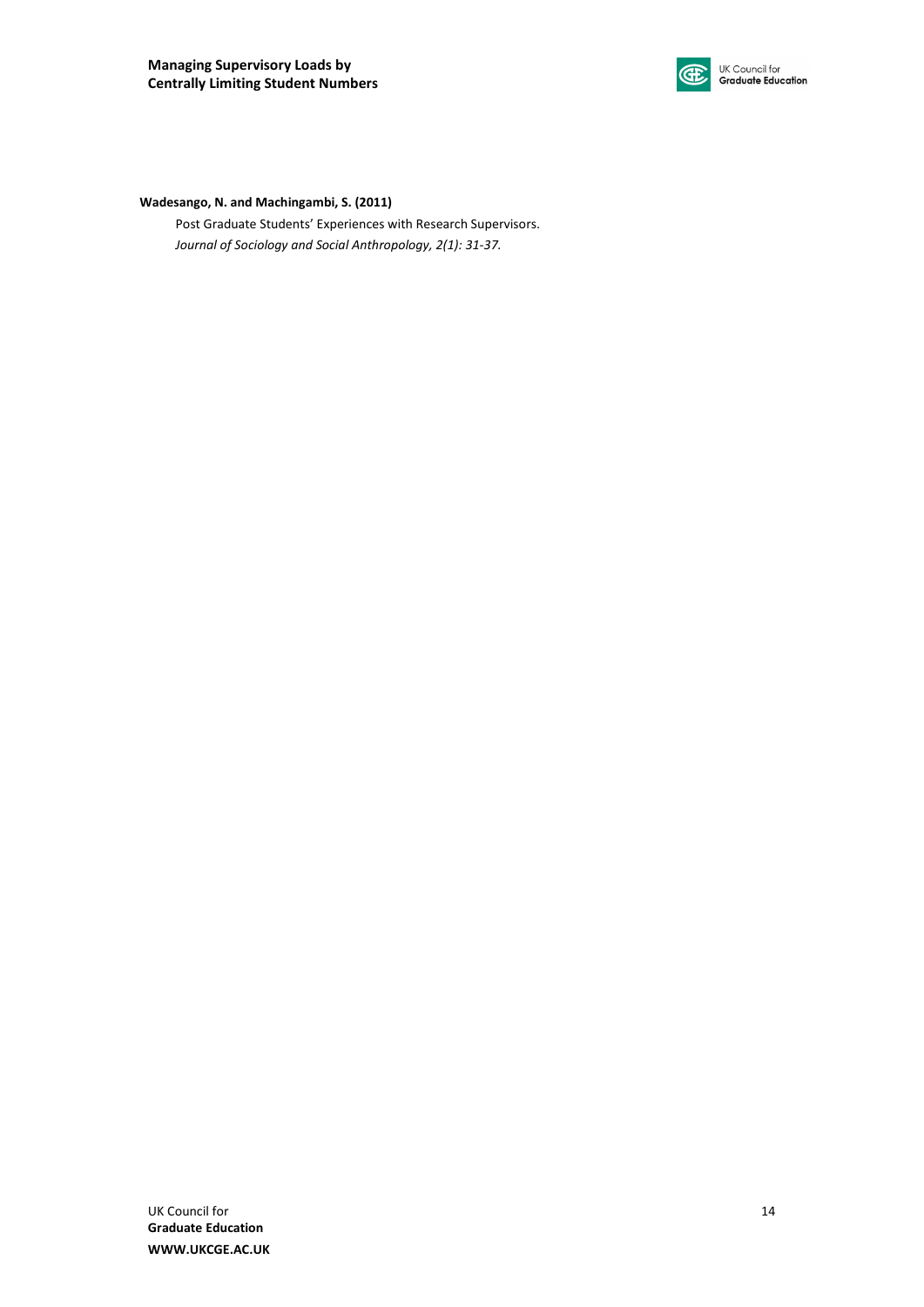**Wadesango, N. and Machingambi, S. (2011)**

Post Graduate Students' Experiences with Research Supervisors.
*Journal of Sociology and Social Anthropology, 2(1): 31-37.*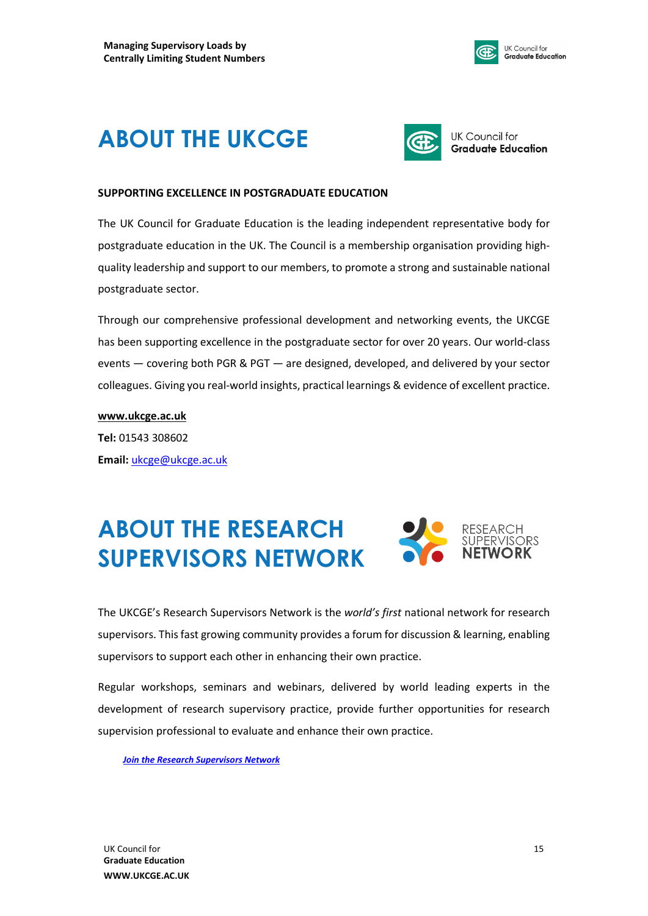# ABOUT THE UKCGE

**SUPPORTING EXCELLENCE IN POSTGRADUATE EDUCATION**

The UK Council for Graduate Education is the leading independent representative body for postgraduate education in the UK. The Council is a membership organisation providing high-quality leadership and support to our members, to promote a strong and sustainable national postgraduate sector.

Through our comprehensive professional development and networking events, the UKCGE has been supporting excellence in the postgraduate sector for over 20 years. Our world-class events — covering both PGR & PGT — are designed, developed, and delivered by your sector colleagues. Giving you real-world insights, practical learnings & evidence of excellent practice.

**www.ukcge.ac.uk**
**Tel:** 01543 308602
**Email:** ukcge@ukcge.ac.uk

# ABOUT THE RESEARCH SUPERVISORS NETWORK

The UKCGE's Research Supervisors Network is the *world's first* national network for research supervisors. This fast growing community provides a forum for discussion & learning, enabling supervisors to support each other in enhancing their own practice.

Regular workshops, seminars and webinars, delivered by world leading experts in the development of research supervisory practice, provide further opportunities for research supervision professional to evaluate and enhance their own practice.

***Join the Research Supervisors Network***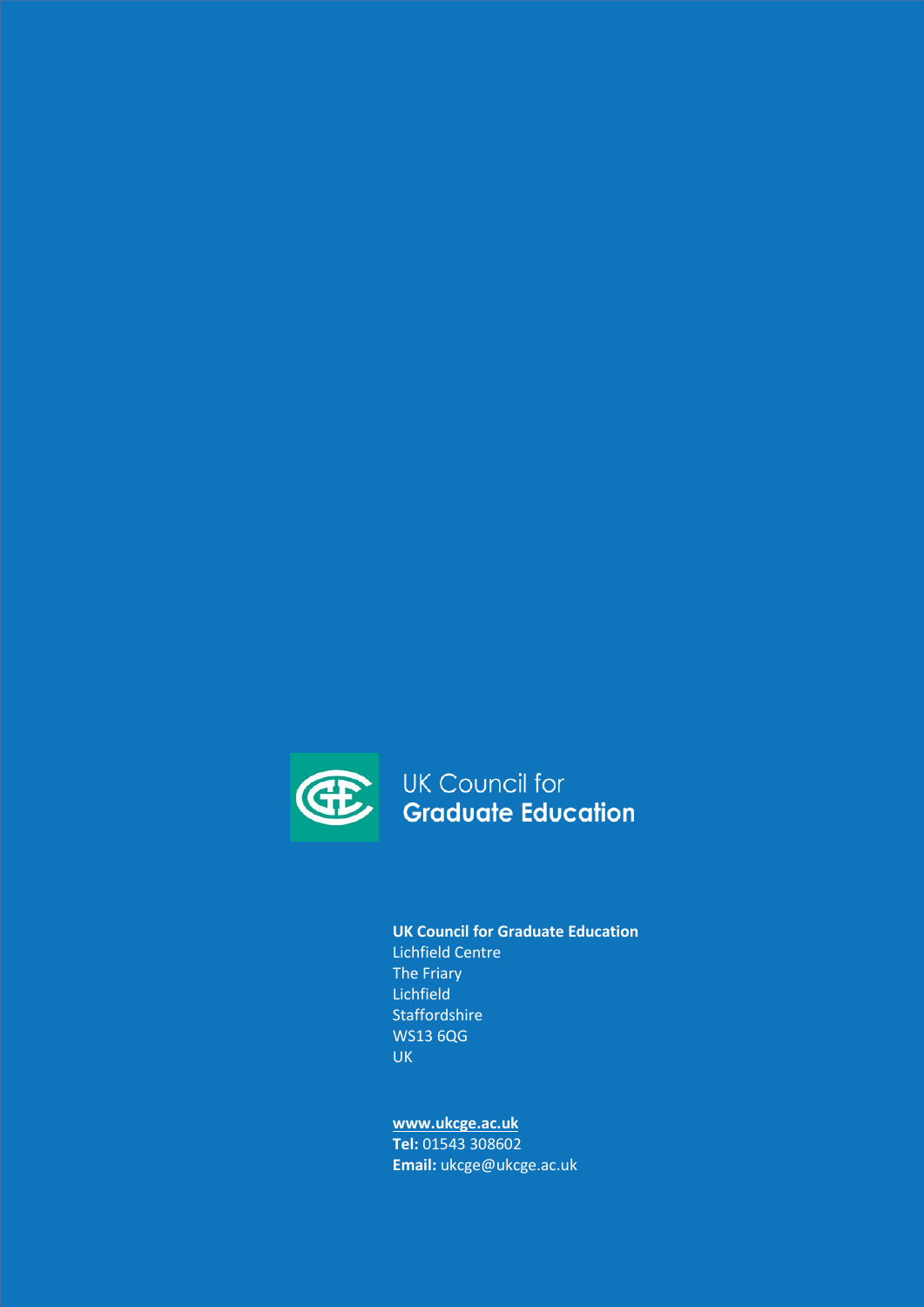UK Council for
**Graduate Education**

**UK Council for Graduate Education**
Lichfield Centre
The Friary
Lichfield
Staffordshire
WS13 6QG
UK

**www.ukcge.ac.uk**
**Tel:** 01543 308602
**Email:** ukcge@ukcge.ac.uk